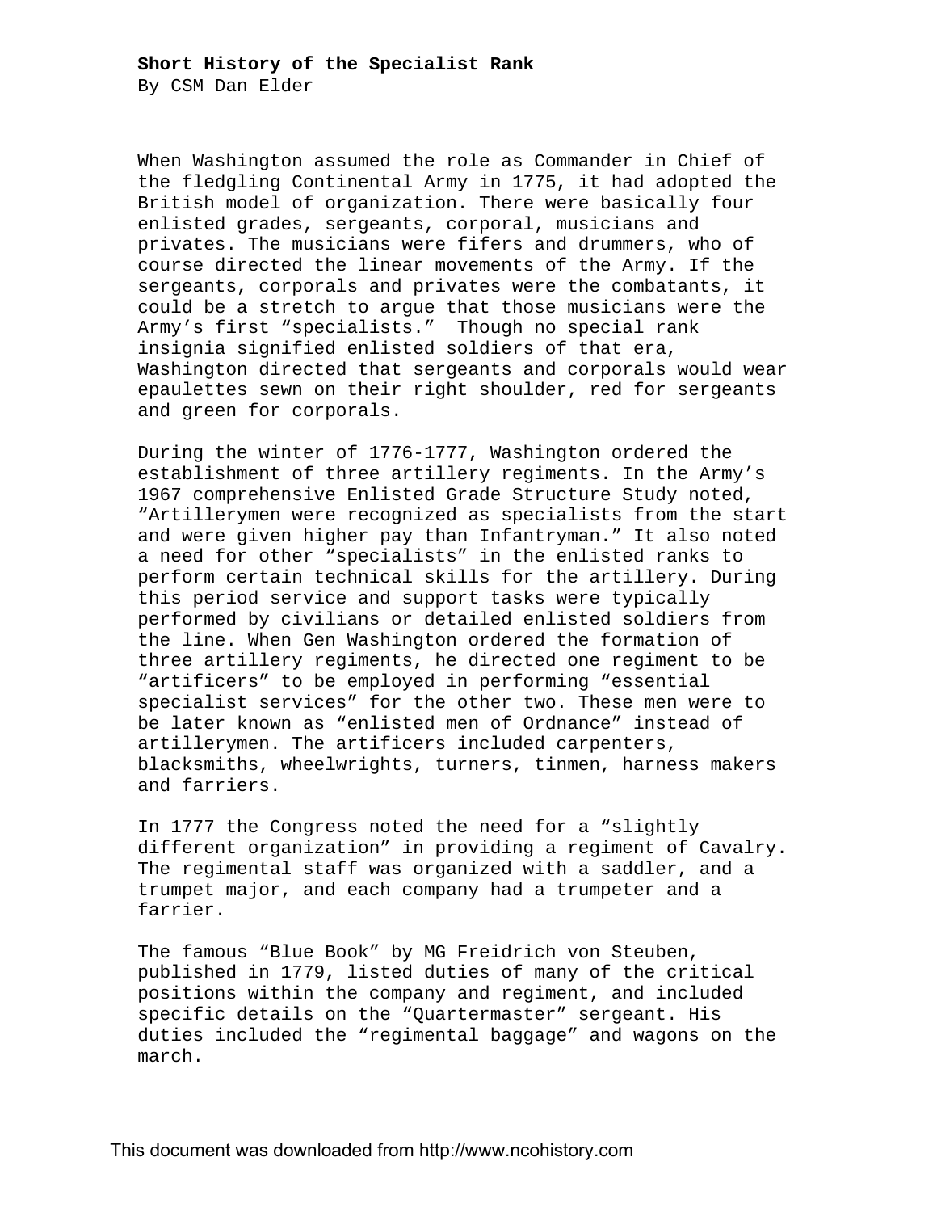**Short History of the Specialist Rank**
By CSM Dan Elder

When Washington assumed the role as Commander in Chief of the fledgling Continental Army in 1775, it had adopted the British model of organization. There were basically four enlisted grades, sergeants, corporal, musicians and privates. The musicians were fifers and drummers, who of course directed the linear movements of the Army. If the sergeants, corporals and privates were the combatants, it could be a stretch to argue that those musicians were the Army's first "specialists." Though no special rank insignia signified enlisted soldiers of that era, Washington directed that sergeants and corporals would wear epaulettes sewn on their right shoulder, red for sergeants and green for corporals.

During the winter of 1776-1777, Washington ordered the establishment of three artillery regiments. In the Army's 1967 comprehensive Enlisted Grade Structure Study noted, "Artillerymen were recognized as specialists from the start and were given higher pay than Infantryman." It also noted a need for other "specialists" in the enlisted ranks to perform certain technical skills for the artillery. During this period service and support tasks were typically performed by civilians or detailed enlisted soldiers from the line. When Gen Washington ordered the formation of three artillery regiments, he directed one regiment to be "artificers" to be employed in performing "essential specialist services" for the other two. These men were to be later known as "enlisted men of Ordnance" instead of artillerymen. The artificers included carpenters, blacksmiths, wheelwrights, turners, tinmen, harness makers and farriers.

In 1777 the Congress noted the need for a "slightly different organization" in providing a regiment of Cavalry. The regimental staff was organized with a saddler, and a trumpet major, and each company had a trumpeter and a farrier.

The famous "Blue Book" by MG Freidrich von Steuben, published in 1779, listed duties of many of the critical positions within the company and regiment, and included specific details on the "Quartermaster" sergeant. His duties included the "regimental baggage" and wagons on the march.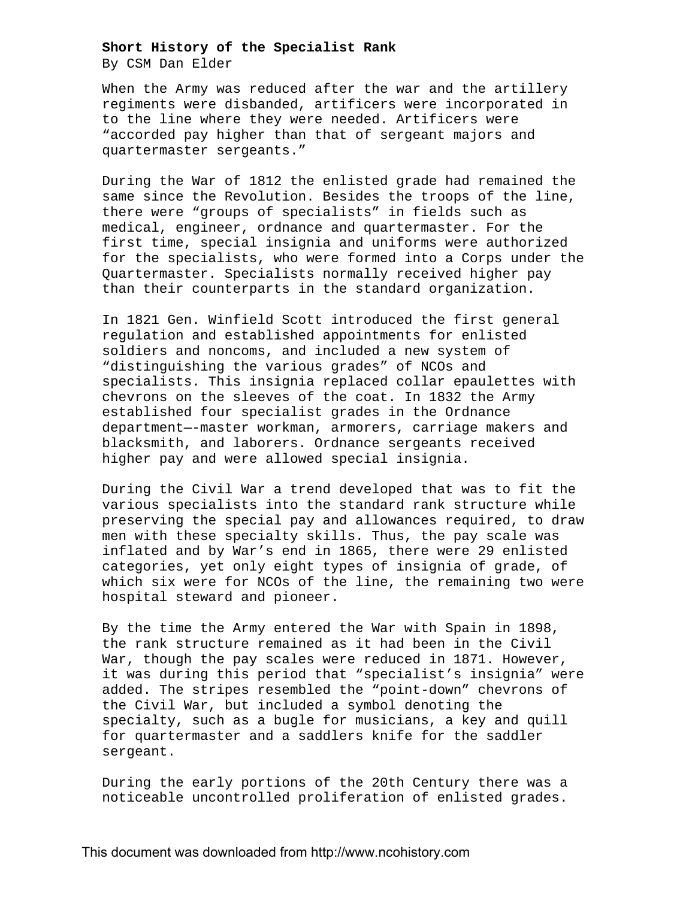**Short History of the Specialist Rank**
By CSM Dan Elder

When the Army was reduced after the war and the artillery regiments were disbanded, artificers were incorporated in to the line where they were needed. Artificers were "accorded pay higher than that of sergeant majors and quartermaster sergeants."

During the War of 1812 the enlisted grade had remained the same since the Revolution. Besides the troops of the line, there were "groups of specialists" in fields such as medical, engineer, ordnance and quartermaster. For the first time, special insignia and uniforms were authorized for the specialists, who were formed into a Corps under the Quartermaster. Specialists normally received higher pay than their counterparts in the standard organization.

In 1821 Gen. Winfield Scott introduced the first general regulation and established appointments for enlisted soldiers and noncoms, and included a new system of "distinguishing the various grades" of NCOs and specialists. This insignia replaced collar epaulettes with chevrons on the sleeves of the coat. In 1832 the Army established four specialist grades in the Ordnance department—-master workman, armorers, carriage makers and blacksmith, and laborers. Ordnance sergeants received higher pay and were allowed special insignia.

During the Civil War a trend developed that was to fit the various specialists into the standard rank structure while preserving the special pay and allowances required, to draw men with these specialty skills. Thus, the pay scale was inflated and by War's end in 1865, there were 29 enlisted categories, yet only eight types of insignia of grade, of which six were for NCOs of the line, the remaining two were hospital steward and pioneer.

By the time the Army entered the War with Spain in 1898, the rank structure remained as it had been in the Civil War, though the pay scales were reduced in 1871. However, it was during this period that "specialist's insignia" were added. The stripes resembled the "point-down" chevrons of the Civil War, but included a symbol denoting the specialty, such as a bugle for musicians, a key and quill for quartermaster and a saddlers knife for the saddler sergeant.

During the early portions of the 20th Century there was a noticeable uncontrolled proliferation of enlisted grades.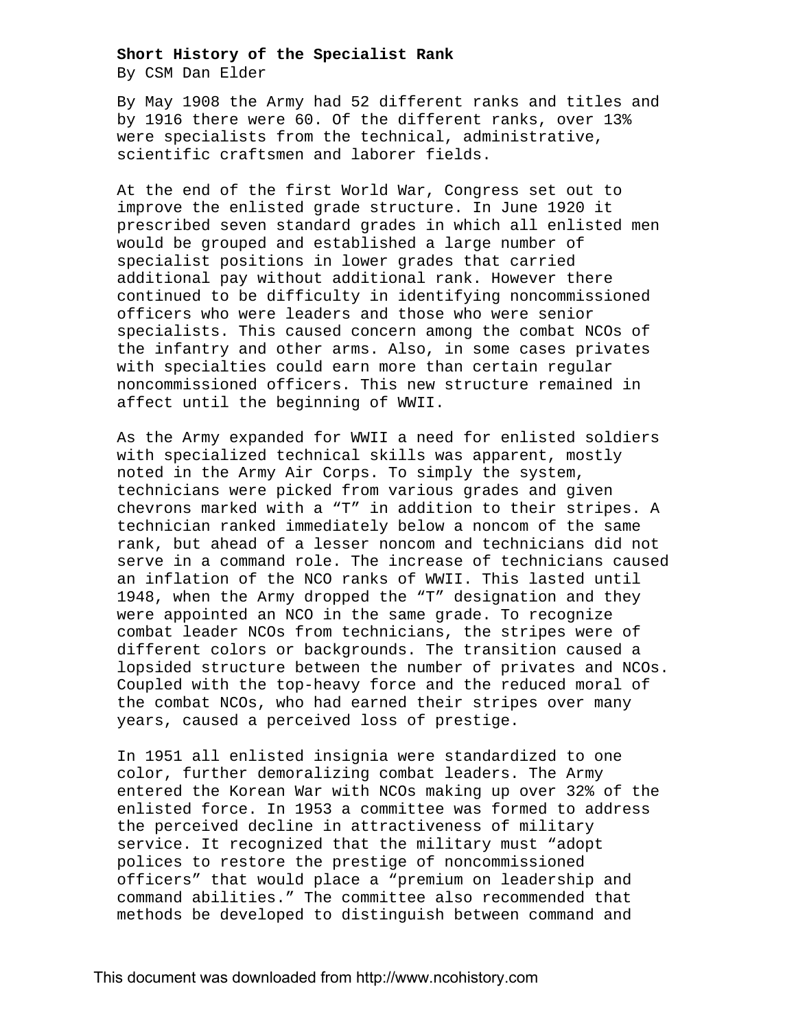**Short History of the Specialist Rank**
By CSM Dan Elder

By May 1908 the Army had 52 different ranks and titles and by 1916 there were 60. Of the different ranks, over 13% were specialists from the technical, administrative, scientific craftsmen and laborer fields.

At the end of the first World War, Congress set out to improve the enlisted grade structure. In June 1920 it prescribed seven standard grades in which all enlisted men would be grouped and established a large number of specialist positions in lower grades that carried additional pay without additional rank. However there continued to be difficulty in identifying noncommissioned officers who were leaders and those who were senior specialists. This caused concern among the combat NCOs of the infantry and other arms. Also, in some cases privates with specialties could earn more than certain regular noncommissioned officers. This new structure remained in affect until the beginning of WWII.

As the Army expanded for WWII a need for enlisted soldiers with specialized technical skills was apparent, mostly noted in the Army Air Corps. To simply the system, technicians were picked from various grades and given chevrons marked with a "T" in addition to their stripes. A technician ranked immediately below a noncom of the same rank, but ahead of a lesser noncom and technicians did not serve in a command role. The increase of technicians caused an inflation of the NCO ranks of WWII. This lasted until 1948, when the Army dropped the "T" designation and they were appointed an NCO in the same grade. To recognize combat leader NCOs from technicians, the stripes were of different colors or backgrounds. The transition caused a lopsided structure between the number of privates and NCOs. Coupled with the top-heavy force and the reduced moral of the combat NCOs, who had earned their stripes over many years, caused a perceived loss of prestige.

In 1951 all enlisted insignia were standardized to one color, further demoralizing combat leaders. The Army entered the Korean War with NCOs making up over 32% of the enlisted force. In 1953 a committee was formed to address the perceived decline in attractiveness of military service. It recognized that the military must "adopt polices to restore the prestige of noncommissioned officers" that would place a "premium on leadership and command abilities." The committee also recommended that methods be developed to distinguish between command and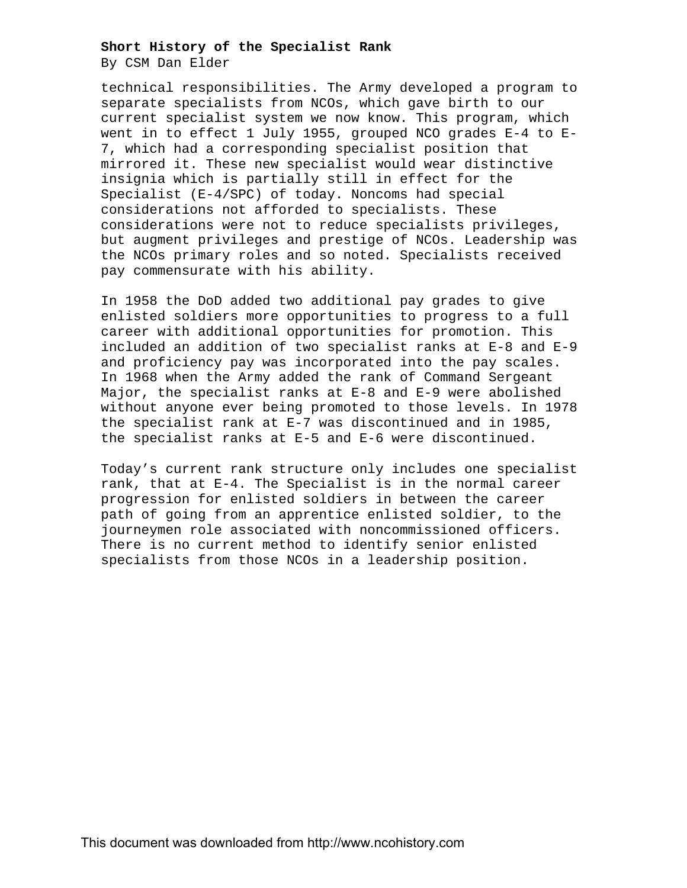technical responsibilities. The Army developed a program to separate specialists from NCOs, which gave birth to our current specialist system we now know. This program, which went in to effect 1 July 1955, grouped NCO grades E-4 to E-7, which had a corresponding specialist position that mirrored it. These new specialist would wear distinctive insignia which is partially still in effect for the Specialist (E-4/SPC) of today. Noncoms had special considerations not afforded to specialists. These considerations were not to reduce specialists privileges, but augment privileges and prestige of NCOs. Leadership was the NCOs primary roles and so noted. Specialists received pay commensurate with his ability.

In 1958 the DoD added two additional pay grades to give enlisted soldiers more opportunities to progress to a full career with additional opportunities for promotion. This included an addition of two specialist ranks at E-8 and E-9 and proficiency pay was incorporated into the pay scales. In 1968 when the Army added the rank of Command Sergeant Major, the specialist ranks at E-8 and E-9 were abolished without anyone ever being promoted to those levels. In 1978 the specialist rank at E-7 was discontinued and in 1985, the specialist ranks at E-5 and E-6 were discontinued.

Today's current rank structure only includes one specialist rank, that at E-4. The Specialist is in the normal career progression for enlisted soldiers in between the career path of going from an apprentice enlisted soldier, to the journeymen role associated with noncommissioned officers. There is no current method to identify senior enlisted specialists from those NCOs in a leadership position.